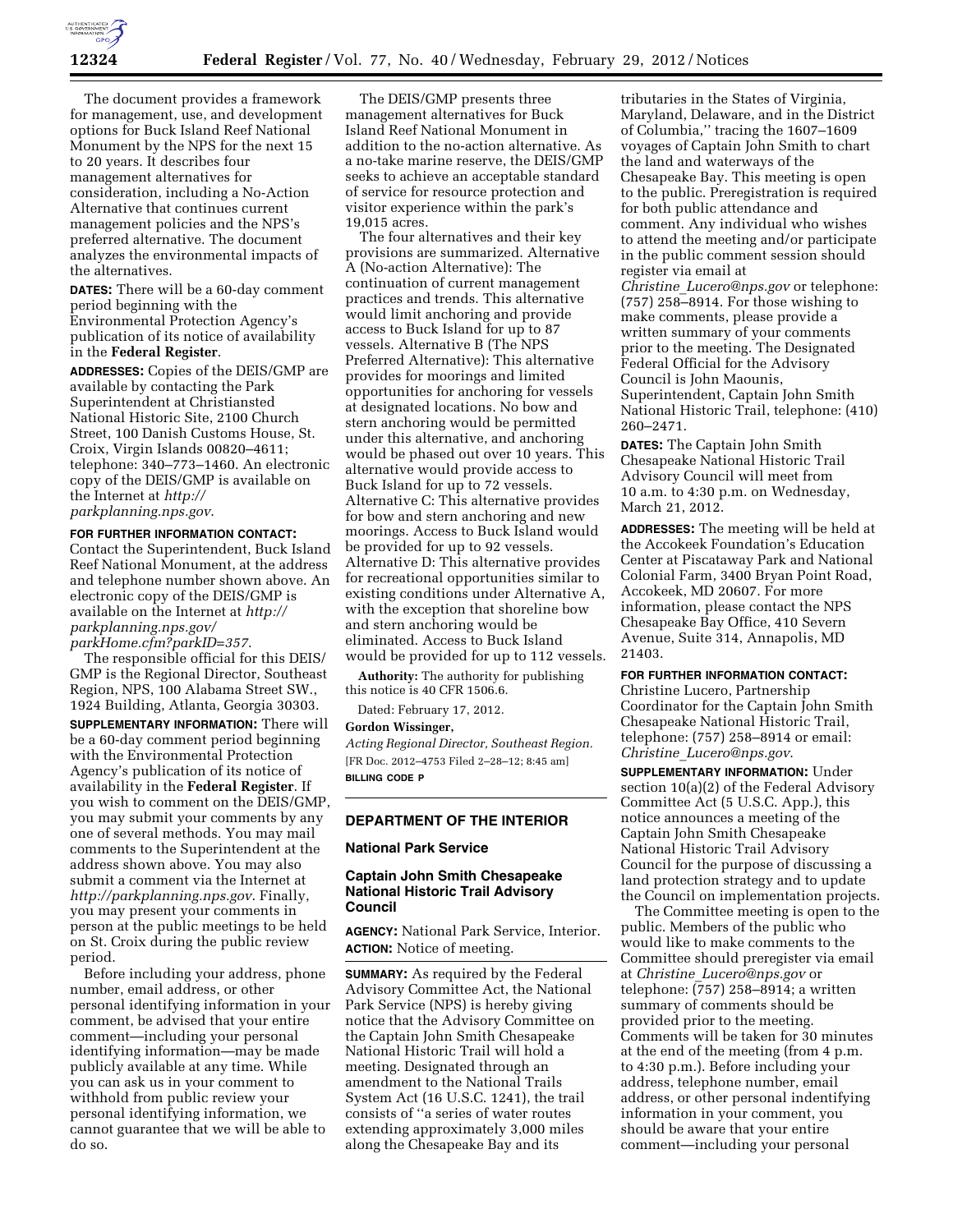The document provides a framework for management, use, and development options for Buck Island Reef National Monument by the NPS for the next 15 to 20 years. It describes four management alternatives for consideration, including a No-Action Alternative that continues current management policies and the NPS's preferred alternative. The document analyzes the environmental impacts of the alternatives.

**DATES:** There will be a 60-day comment period beginning with the Environmental Protection Agency's publication of its notice of availability in the **Federal Register**.

**ADDRESSES:** Copies of the DEIS/GMP are available by contacting the Park Superintendent at Christiansted National Historic Site, 2100 Church Street, 100 Danish Customs House, St. Croix, Virgin Islands 00820–4611; telephone: 340–773–1460. An electronic copy of the DEIS/GMP is available on the Internet at *http://parkplanning.nps.gov*.

**FOR FURTHER INFORMATION CONTACT:** Contact the Superintendent, Buck Island Reef National Monument, at the address and telephone number shown above. An electronic copy of the DEIS/GMP is available on the Internet at *http://parkplanning.nps.gov/parkHome.cfm?parkID=357*.

The responsible official for this DEIS/GMP is the Regional Director, Southeast Region, NPS, 100 Alabama Street SW., 1924 Building, Atlanta, Georgia 30303.

**SUPPLEMENTARY INFORMATION:** There will be a 60-day comment period beginning with the Environmental Protection Agency's publication of its notice of availability in the **Federal Register**. If you wish to comment on the DEIS/GMP, you may submit your comments by any one of several methods. You may mail comments to the Superintendent at the address shown above. You may also submit a comment via the Internet at *http://parkplanning.nps.gov*. Finally, you may present your comments in person at the public meetings to be held on St. Croix during the public review period.

Before including your address, phone number, email address, or other personal identifying information in your comment, be advised that your entire comment—including your personal identifying information—may be made publicly available at any time. While you can ask us in your comment to withhold from public review your personal identifying information, we cannot guarantee that we will be able to do so.

The DEIS/GMP presents three management alternatives for Buck Island Reef National Monument in addition to the no-action alternative. As a no-take marine reserve, the DEIS/GMP seeks to achieve an acceptable standard of service for resource protection and visitor experience within the park's 19,015 acres.

The four alternatives and their key provisions are summarized. Alternative A (No-action Alternative): The continuation of current management practices and trends. This alternative would limit anchoring and provide access to Buck Island for up to 87 vessels. Alternative B (The NPS Preferred Alternative): This alternative provides for moorings and limited opportunities for anchoring for vessels at designated locations. No bow and stern anchoring would be permitted under this alternative, and anchoring would be phased out over 10 years. This alternative would provide access to Buck Island for up to 72 vessels. Alternative C: This alternative provides for bow and stern anchoring and new moorings. Access to Buck Island would be provided for up to 92 vessels. Alternative D: This alternative provides for recreational opportunities similar to existing conditions under Alternative A, with the exception that shoreline bow and stern anchoring would be eliminated. Access to Buck Island would be provided for up to 112 vessels.

**Authority:** The authority for publishing this notice is 40 CFR 1506.6.

Dated: February 17, 2012.

**Gordon Wissinger,**

*Acting Regional Director, Southeast Region.*

[FR Doc. 2012–4753 Filed 2–28–12; 8:45 am]

**BILLING CODE P**

---

## DEPARTMENT OF THE INTERIOR

### National Park Service

### Captain John Smith Chesapeake National Historic Trail Advisory Council

**AGENCY:** National Park Service, Interior.

**ACTION:** Notice of meeting.

**SUMMARY:** As required by the Federal Advisory Committee Act, the National Park Service (NPS) is hereby giving notice that the Advisory Committee on the Captain John Smith Chesapeake National Historic Trail will hold a meeting. Designated through an amendment to the National Trails System Act (16 U.S.C. 1241), the trail consists of ''a series of water routes extending approximately 3,000 miles along the Chesapeake Bay and its tributaries in the States of Virginia, Maryland, Delaware, and in the District of Columbia,'' tracing the 1607–1609 voyages of Captain John Smith to chart the land and waterways of the Chesapeake Bay. This meeting is open to the public. Preregistration is required for both public attendance and comment. Any individual who wishes to attend the meeting and/or participate in the public comment session should register via email at *Christine_Lucero@nps.gov* or telephone: (757) 258–8914. For those wishing to make comments, please provide a written summary of your comments prior to the meeting. The Designated Federal Official for the Advisory Council is John Maounis, Superintendent, Captain John Smith National Historic Trail, telephone: (410) 260–2471.

**DATES:** The Captain John Smith Chesapeake National Historic Trail Advisory Council will meet from 10 a.m. to 4:30 p.m. on Wednesday, March 21, 2012.

**ADDRESSES:** The meeting will be held at the Accokeek Foundation's Education Center at Piscataway Park and National Colonial Farm, 3400 Bryan Point Road, Accokeek, MD 20607. For more information, please contact the NPS Chesapeake Bay Office, 410 Severn Avenue, Suite 314, Annapolis, MD 21403.

**FOR FURTHER INFORMATION CONTACT:** Christine Lucero, Partnership Coordinator for the Captain John Smith Chesapeake National Historic Trail, telephone: (757) 258–8914 or email: *Christine_Lucero@nps.gov*.

**SUPPLEMENTARY INFORMATION:** Under section 10(a)(2) of the Federal Advisory Committee Act (5 U.S.C. App.), this notice announces a meeting of the Captain John Smith Chesapeake National Historic Trail Advisory Council for the purpose of discussing a land protection strategy and to update the Council on implementation projects.

The Committee meeting is open to the public. Members of the public who would like to make comments to the Committee should preregister via email at *Christine_Lucero@nps.gov* or telephone: (757) 258–8914; a written summary of comments should be provided prior to the meeting. Comments will be taken for 30 minutes at the end of the meeting (from 4 p.m. to 4:30 p.m.). Before including your address, telephone number, email address, or other personal indentifying information in your comment, you should be aware that your entire comment—including your personal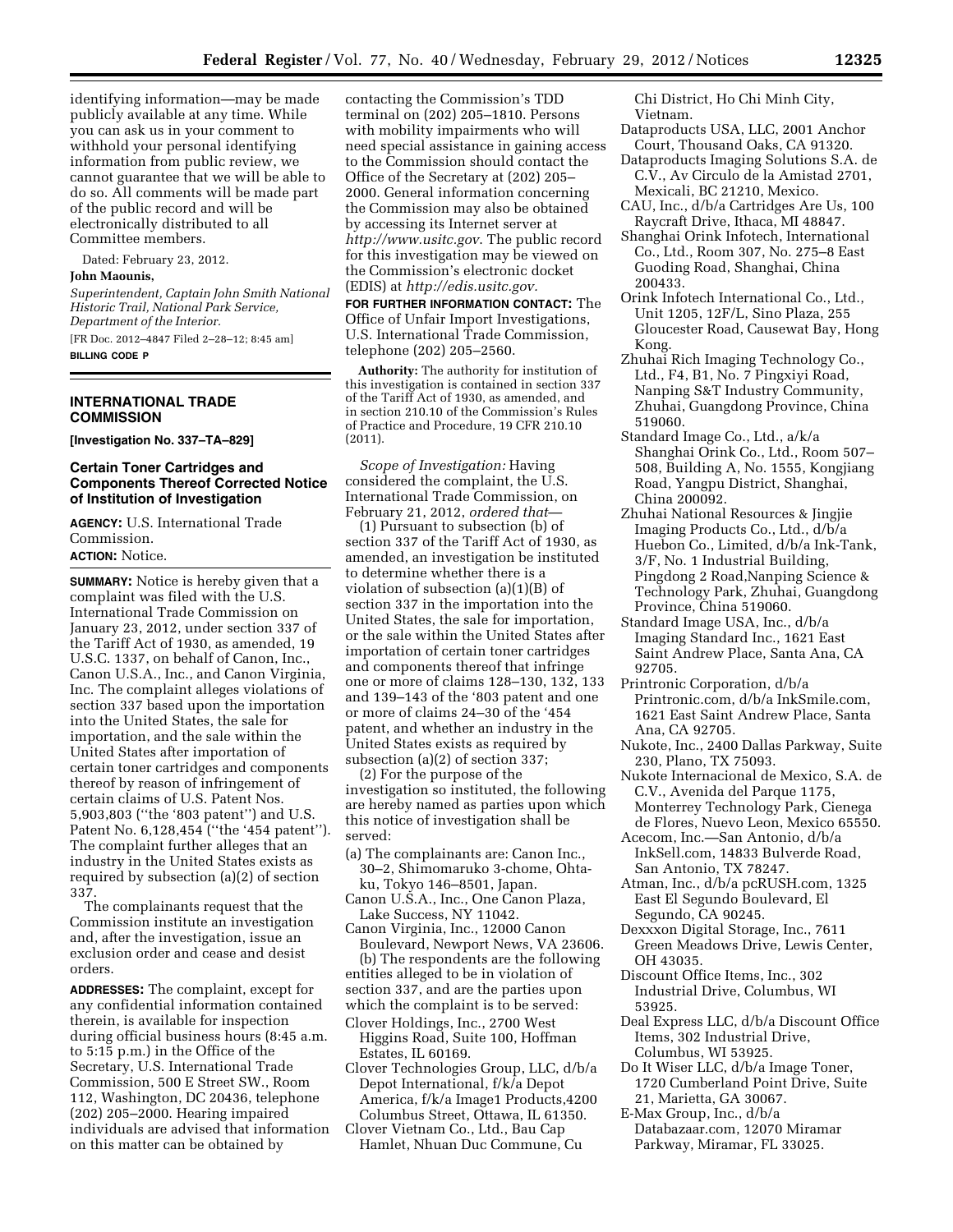identifying information—may be made publicly available at any time. While you can ask us in your comment to withhold your personal identifying information from public review, we cannot guarantee that we will be able to do so. All comments will be made part of the public record and will be electronically distributed to all Committee members.

Dated: February 23, 2012.

**John Maounis,**

*Superintendent, Captain John Smith National Historic Trail, National Park Service, Department of the Interior.*

[FR Doc. 2012–4847 Filed 2–28–12; 8:45 am]

**BILLING CODE P**

## INTERNATIONAL TRADE COMMISSION

**[Investigation No. 337–TA–829]**

### Certain Toner Cartridges and Components Thereof Corrected Notice of Institution of Investigation

**AGENCY:** U.S. International Trade Commission.

**ACTION:** Notice.

**SUMMARY:** Notice is hereby given that a complaint was filed with the U.S. International Trade Commission on January 23, 2012, under section 337 of the Tariff Act of 1930, as amended, 19 U.S.C. 1337, on behalf of Canon, Inc., Canon U.S.A., Inc., and Canon Virginia, Inc. The complaint alleges violations of section 337 based upon the importation into the United States, the sale for importation, and the sale within the United States after importation of certain toner cartridges and components thereof by reason of infringement of certain claims of U.S. Patent Nos. 5,903,803 (''the '803 patent'') and U.S. Patent No. 6,128,454 (''the '454 patent''). The complaint further alleges that an industry in the United States exists as required by subsection (a)(2) of section 337.

The complainants request that the Commission institute an investigation and, after the investigation, issue an exclusion order and cease and desist orders.

**ADDRESSES:** The complaint, except for any confidential information contained therein, is available for inspection during official business hours (8:45 a.m. to 5:15 p.m.) in the Office of the Secretary, U.S. International Trade Commission, 500 E Street SW., Room 112, Washington, DC 20436, telephone (202) 205–2000. Hearing impaired individuals are advised that information on this matter can be obtained by contacting the Commission's TDD terminal on (202) 205–1810. Persons with mobility impairments who will need special assistance in gaining access to the Commission should contact the Office of the Secretary at (202) 205–2000. General information concerning the Commission may also be obtained by accessing its Internet server at *http://www.usitc.gov*. The public record for this investigation may be viewed on the Commission's electronic docket (EDIS) at *http://edis.usitc.gov.*

**FOR FURTHER INFORMATION CONTACT:** The Office of Unfair Import Investigations, U.S. International Trade Commission, telephone (202) 205–2560.

**Authority:** The authority for institution of this investigation is contained in section 337 of the Tariff Act of 1930, as amended, and in section 210.10 of the Commission's Rules of Practice and Procedure, 19 CFR 210.10 (2011).

*Scope of Investigation:* Having considered the complaint, the U.S. International Trade Commission, on February 21, 2012, *ordered that*—

(1) Pursuant to subsection (b) of section 337 of the Tariff Act of 1930, as amended, an investigation be instituted to determine whether there is a violation of subsection (a)(1)(B) of section 337 in the importation into the United States, the sale for importation, or the sale within the United States after importation of certain toner cartridges and components thereof that infringe one or more of claims 128–130, 132, 133 and 139–143 of the '803 patent and one or more of claims 24–30 of the '454 patent, and whether an industry in the United States exists as required by subsection (a)(2) of section 337;

(2) For the purpose of the investigation so instituted, the following are hereby named as parties upon which this notice of investigation shall be served:

(a) The complainants are: Canon Inc., 30–2, Shimomaruko 3-chome, Ohta-ku, Tokyo 146–8501, Japan.

Canon U.S.A., Inc., One Canon Plaza, Lake Success, NY 11042.

Canon Virginia, Inc., 12000 Canon Boulevard, Newport News, VA 23606.

(b) The respondents are the following entities alleged to be in violation of section 337, and are the parties upon which the complaint is to be served:

Clover Holdings, Inc., 2700 West Higgins Road, Suite 100, Hoffman Estates, IL 60169.

Clover Technologies Group, LLC, d/b/a Depot International, f/k/a Depot America, f/k/a Image1 Products,4200 Columbus Street, Ottawa, IL 61350.

Clover Vietnam Co., Ltd., Bau Cap Hamlet, Nhuan Duc Commune, Cu Chi District, Ho Chi Minh City, Vietnam.

Dataproducts USA, LLC, 2001 Anchor Court, Thousand Oaks, CA 91320.

Dataproducts Imaging Solutions S.A. de C.V., Av Circulo de la Amistad 2701, Mexicali, BC 21210, Mexico.

CAU, Inc., d/b/a Cartridges Are Us, 100 Raycraft Drive, Ithaca, MI 48847.

Shanghai Orink Infotech, International Co., Ltd., Room 307, No. 275–8 East Guoding Road, Shanghai, China 200433.

Orink Infotech International Co., Ltd., Unit 1205, 12F/L, Sino Plaza, 255 Gloucester Road, Causewat Bay, Hong Kong.

Zhuhai Rich Imaging Technology Co., Ltd., F4, B1, No. 7 Pingxiyi Road, Nanping S&T Industry Community, Zhuhai, Guangdong Province, China 519060.

Standard Image Co., Ltd., a/k/a Shanghai Orink Co., Ltd., Room 507–508, Building A, No. 1555, Kongjiang Road, Yangpu District, Shanghai, China 200092.

Zhuhai National Resources & Jingjie Imaging Products Co., Ltd., d/b/a Huebon Co., Limited, d/b/a Ink-Tank, 3/F, No. 1 Industrial Building, Pingdong 2 Road,Nanping Science & Technology Park, Zhuhai, Guangdong Province, China 519060.

Standard Image USA, Inc., d/b/a Imaging Standard Inc., 1621 East Saint Andrew Place, Santa Ana, CA 92705.

Printronic Corporation, d/b/a Printronic.com, d/b/a InkSmile.com, 1621 East Saint Andrew Place, Santa Ana, CA 92705.

Nukote, Inc., 2400 Dallas Parkway, Suite 230, Plano, TX 75093.

Nukote Internacional de Mexico, S.A. de C.V., Avenida del Parque 1175, Monterrey Technology Park, Cienega de Flores, Nuevo Leon, Mexico 65550.

Acecom, Inc.—San Antonio, d/b/a InkSell.com, 14833 Bulverde Road, San Antonio, TX 78247.

Atman, Inc., d/b/a pcRUSH.com, 1325 East El Segundo Boulevard, El Segundo, CA 90245.

Dexxxon Digital Storage, Inc., 7611 Green Meadows Drive, Lewis Center, OH 43035.

Discount Office Items, Inc., 302 Industrial Drive, Columbus, WI 53925.

Deal Express LLC, d/b/a Discount Office Items, 302 Industrial Drive, Columbus, WI 53925.

Do It Wiser LLC, d/b/a Image Toner, 1720 Cumberland Point Drive, Suite 21, Marietta, GA 30067.

E-Max Group, Inc., d/b/a Databazaar.com, 12070 Miramar Parkway, Miramar, FL 33025.